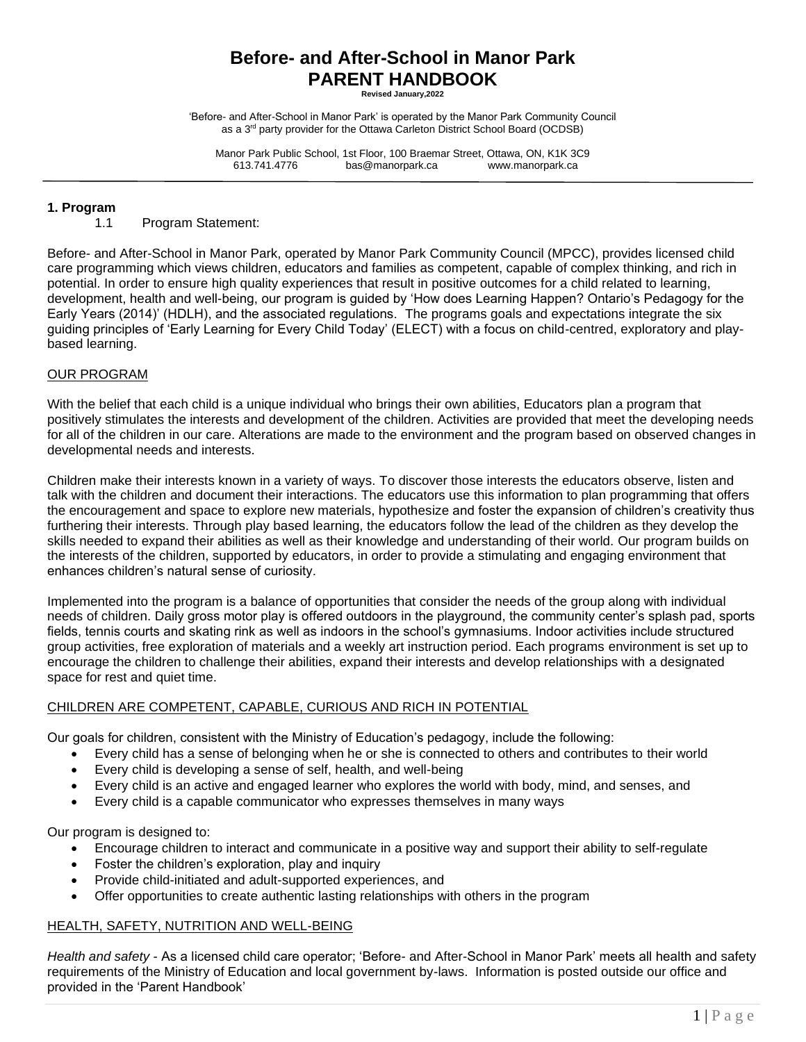# Before- and After-School in Manor Park
# PARENT HANDBOOK

**Revised January,2022**

'Before- and After-School in Manor Park' is operated by the Manor Park Community Council as a 3rd party provider for the Ottawa Carleton District School Board (OCDSB)

Manor Park Public School, 1st Floor, 100 Braemar Street, Ottawa, ON, K1K 3C9
613.741.4776 bas@manorpark.ca www.manorpark.ca

---

## 1. Program

### 1.1 Program Statement:

Before- and After-School in Manor Park, operated by Manor Park Community Council (MPCC), provides licensed child care programming which views children, educators and families as competent, capable of complex thinking, and rich in potential. In order to ensure high quality experiences that result in positive outcomes for a child related to learning, development, health and well-being, our program is guided by 'How does Learning Happen? Ontario's Pedagogy for the Early Years (2014)' (HDLH), and the associated regulations. The programs goals and expectations integrate the six guiding principles of 'Early Learning for Every Child Today' (ELECT) with a focus on child-centred, exploratory and play-based learning.

#### OUR PROGRAM

With the belief that each child is a unique individual who brings their own abilities, Educators plan a program that positively stimulates the interests and development of the children. Activities are provided that meet the developing needs for all of the children in our care. Alterations are made to the environment and the program based on observed changes in developmental needs and interests.

Children make their interests known in a variety of ways. To discover those interests the educators observe, listen and talk with the children and document their interactions. The educators use this information to plan programming that offers the encouragement and space to explore new materials, hypothesize and foster the expansion of children's creativity thus furthering their interests. Through play based learning, the educators follow the lead of the children as they develop the skills needed to expand their abilities as well as their knowledge and understanding of their world. Our program builds on the interests of the children, supported by educators, in order to provide a stimulating and engaging environment that enhances children's natural sense of curiosity.

Implemented into the program is a balance of opportunities that consider the needs of the group along with individual needs of children. Daily gross motor play is offered outdoors in the playground, the community center's splash pad, sports fields, tennis courts and skating rink as well as indoors in the school's gymnasiums. Indoor activities include structured group activities, free exploration of materials and a weekly art instruction period. Each programs environment is set up to encourage the children to challenge their abilities, expand their interests and develop relationships with a designated space for rest and quiet time.

#### CHILDREN ARE COMPETENT, CAPABLE, CURIOUS AND RICH IN POTENTIAL

Our goals for children, consistent with the Ministry of Education's pedagogy, include the following:

- Every child has a sense of belonging when he or she is connected to others and contributes to their world
- Every child is developing a sense of self, health, and well-being
- Every child is an active and engaged learner who explores the world with body, mind, and senses, and
- Every child is a capable communicator who expresses themselves in many ways

Our program is designed to:

- Encourage children to interact and communicate in a positive way and support their ability to self-regulate
- Foster the children's exploration, play and inquiry
- Provide child-initiated and adult-supported experiences, and
- Offer opportunities to create authentic lasting relationships with others in the program

#### HEALTH, SAFETY, NUTRITION AND WELL-BEING

*Health and safety* - As a licensed child care operator; 'Before- and After-School in Manor Park' meets all health and safety requirements of the Ministry of Education and local government by-laws. Information is posted outside our office and provided in the 'Parent Handbook'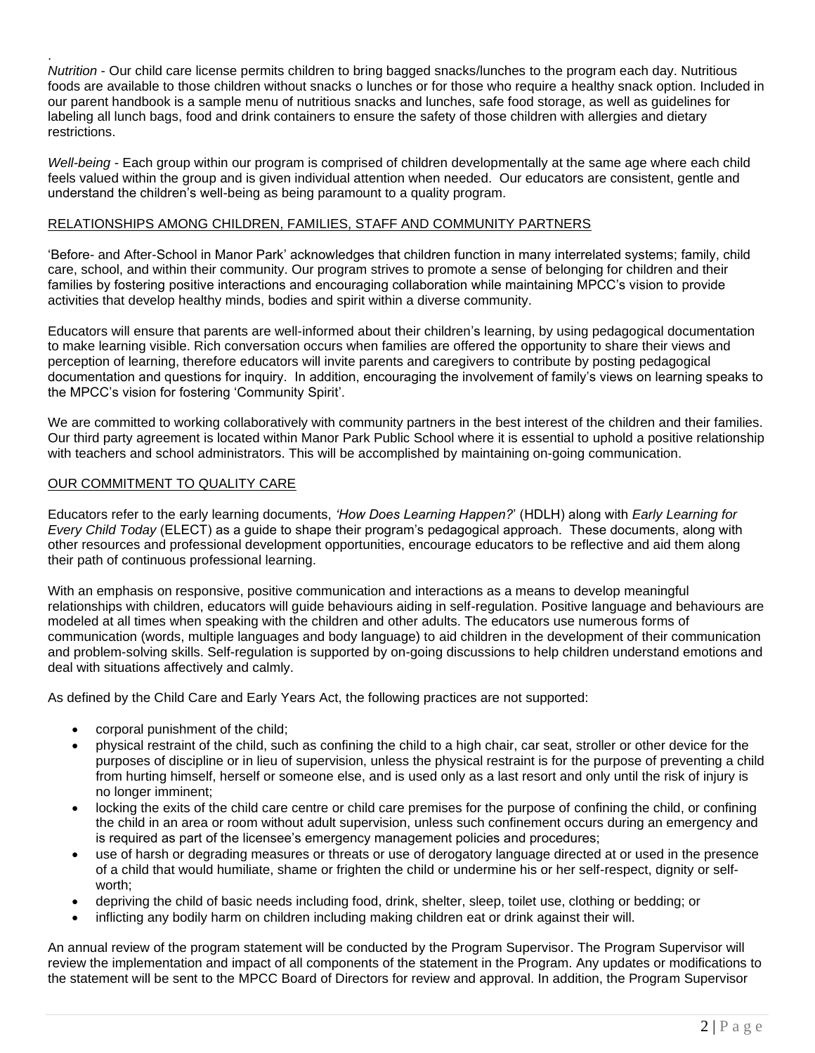.

*Nutrition* - Our child care license permits children to bring bagged snacks/lunches to the program each day. Nutritious foods are available to those children without snacks o lunches or for those who require a healthy snack option. Included in our parent handbook is a sample menu of nutritious snacks and lunches, safe food storage, as well as guidelines for labeling all lunch bags, food and drink containers to ensure the safety of those children with allergies and dietary restrictions.

*Well-being* - Each group within our program is comprised of children developmentally at the same age where each child feels valued within the group and is given individual attention when needed. Our educators are consistent, gentle and understand the children's well-being as being paramount to a quality program.

## RELATIONSHIPS AMONG CHILDREN, FAMILIES, STAFF AND COMMUNITY PARTNERS

'Before- and After-School in Manor Park' acknowledges that children function in many interrelated systems; family, child care, school, and within their community. Our program strives to promote a sense of belonging for children and their families by fostering positive interactions and encouraging collaboration while maintaining MPCC's vision to provide activities that develop healthy minds, bodies and spirit within a diverse community.

Educators will ensure that parents are well-informed about their children's learning, by using pedagogical documentation to make learning visible. Rich conversation occurs when families are offered the opportunity to share their views and perception of learning, therefore educators will invite parents and caregivers to contribute by posting pedagogical documentation and questions for inquiry. In addition, encouraging the involvement of family's views on learning speaks to the MPCC's vision for fostering 'Community Spirit'.

We are committed to working collaboratively with community partners in the best interest of the children and their families. Our third party agreement is located within Manor Park Public School where it is essential to uphold a positive relationship with teachers and school administrators. This will be accomplished by maintaining on-going communication.

## OUR COMMITMENT TO QUALITY CARE

Educators refer to the early learning documents, *'How Does Learning Happen?*' (HDLH) along with *Early Learning for Every Child Today* (ELECT) as a guide to shape their program's pedagogical approach. These documents, along with other resources and professional development opportunities, encourage educators to be reflective and aid them along their path of continuous professional learning.

With an emphasis on responsive, positive communication and interactions as a means to develop meaningful relationships with children, educators will guide behaviours aiding in self-regulation. Positive language and behaviours are modeled at all times when speaking with the children and other adults. The educators use numerous forms of communication (words, multiple languages and body language) to aid children in the development of their communication and problem-solving skills. Self-regulation is supported by on-going discussions to help children understand emotions and deal with situations affectively and calmly.

As defined by the Child Care and Early Years Act, the following practices are not supported:

- corporal punishment of the child;
- physical restraint of the child, such as confining the child to a high chair, car seat, stroller or other device for the purposes of discipline or in lieu of supervision, unless the physical restraint is for the purpose of preventing a child from hurting himself, herself or someone else, and is used only as a last resort and only until the risk of injury is no longer imminent;
- locking the exits of the child care centre or child care premises for the purpose of confining the child, or confining the child in an area or room without adult supervision, unless such confinement occurs during an emergency and is required as part of the licensee's emergency management policies and procedures;
- use of harsh or degrading measures or threats or use of derogatory language directed at or used in the presence of a child that would humiliate, shame or frighten the child or undermine his or her self-respect, dignity or self-worth;
- depriving the child of basic needs including food, drink, shelter, sleep, toilet use, clothing or bedding; or
- inflicting any bodily harm on children including making children eat or drink against their will.

An annual review of the program statement will be conducted by the Program Supervisor. The Program Supervisor will review the implementation and impact of all components of the statement in the Program. Any updates or modifications to the statement will be sent to the MPCC Board of Directors for review and approval. In addition, the Program Supervisor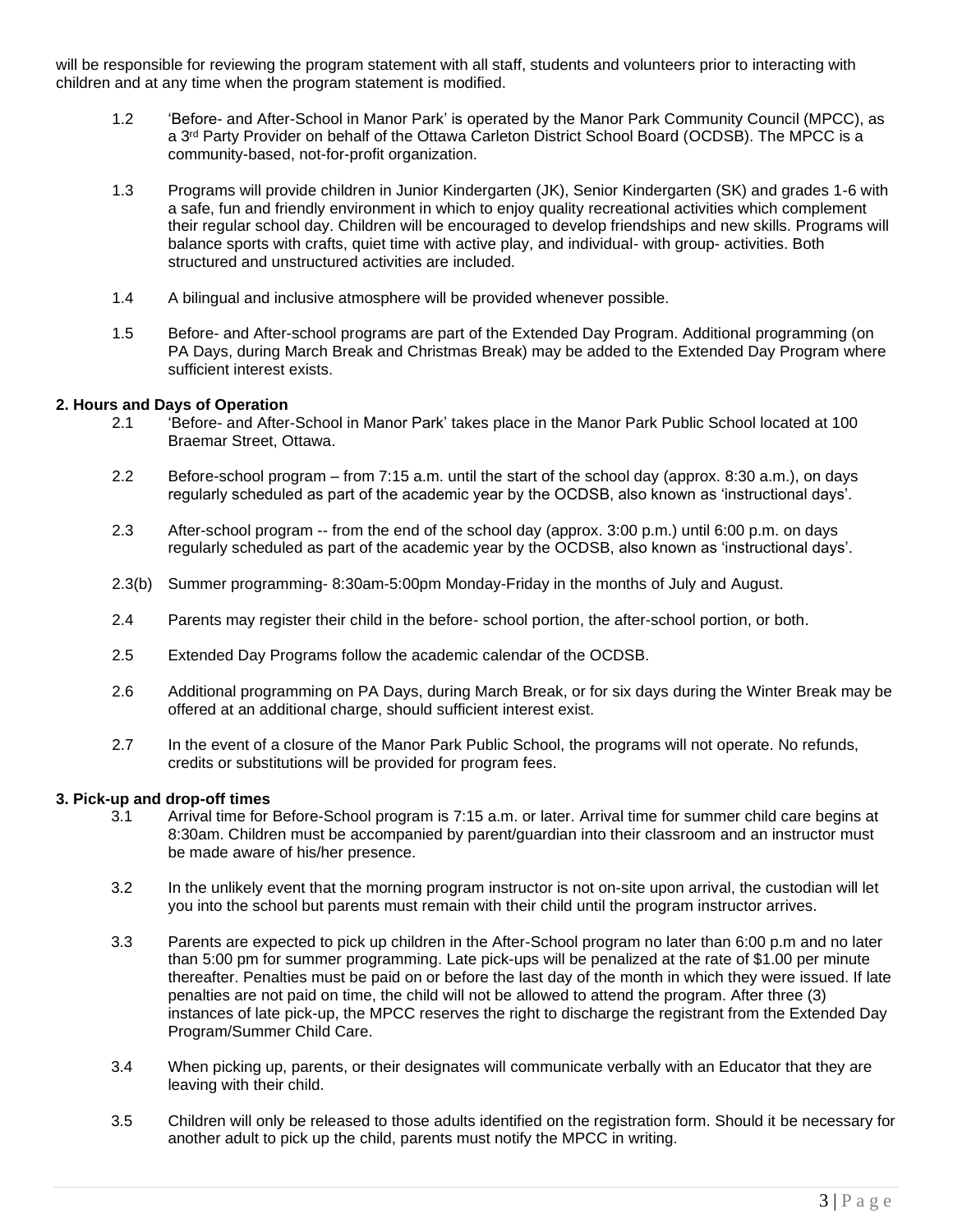will be responsible for reviewing the program statement with all staff, students and volunteers prior to interacting with children and at any time when the program statement is modified.

1.2 'Before- and After-School in Manor Park' is operated by the Manor Park Community Council (MPCC), as a 3rd Party Provider on behalf of the Ottawa Carleton District School Board (OCDSB). The MPCC is a community-based, not-for-profit organization.

1.3 Programs will provide children in Junior Kindergarten (JK), Senior Kindergarten (SK) and grades 1-6 with a safe, fun and friendly environment in which to enjoy quality recreational activities which complement their regular school day. Children will be encouraged to develop friendships and new skills. Programs will balance sports with crafts, quiet time with active play, and individual- with group- activities. Both structured and unstructured activities are included.

1.4 A bilingual and inclusive atmosphere will be provided whenever possible.

1.5 Before- and After-school programs are part of the Extended Day Program. Additional programming (on PA Days, during March Break and Christmas Break) may be added to the Extended Day Program where sufficient interest exists.

**2. Hours and Days of Operation**

2.1 'Before- and After-School in Manor Park' takes place in the Manor Park Public School located at 100 Braemar Street, Ottawa.

2.2 Before-school program – from 7:15 a.m. until the start of the school day (approx. 8:30 a.m.), on days regularly scheduled as part of the academic year by the OCDSB, also known as 'instructional days'.

2.3 After-school program -- from the end of the school day (approx. 3:00 p.m.) until 6:00 p.m. on days regularly scheduled as part of the academic year by the OCDSB, also known as 'instructional days'.

2.3(b) Summer programming- 8:30am-5:00pm Monday-Friday in the months of July and August.

2.4 Parents may register their child in the before- school portion, the after-school portion, or both.

2.5 Extended Day Programs follow the academic calendar of the OCDSB.

2.6 Additional programming on PA Days, during March Break, or for six days during the Winter Break may be offered at an additional charge, should sufficient interest exist.

2.7 In the event of a closure of the Manor Park Public School, the programs will not operate. No refunds, credits or substitutions will be provided for program fees.

**3. Pick-up and drop-off times**

3.1 Arrival time for Before-School program is 7:15 a.m. or later. Arrival time for summer child care begins at 8:30am. Children must be accompanied by parent/guardian into their classroom and an instructor must be made aware of his/her presence.

3.2 In the unlikely event that the morning program instructor is not on-site upon arrival, the custodian will let you into the school but parents must remain with their child until the program instructor arrives.

3.3 Parents are expected to pick up children in the After-School program no later than 6:00 p.m and no later than 5:00 pm for summer programming. Late pick-ups will be penalized at the rate of $1.00 per minute thereafter. Penalties must be paid on or before the last day of the month in which they were issued. If late penalties are not paid on time, the child will not be allowed to attend the program. After three (3) instances of late pick-up, the MPCC reserves the right to discharge the registrant from the Extended Day Program/Summer Child Care.

3.4 When picking up, parents, or their designates will communicate verbally with an Educator that they are leaving with their child.

3.5 Children will only be released to those adults identified on the registration form. Should it be necessary for another adult to pick up the child, parents must notify the MPCC in writing.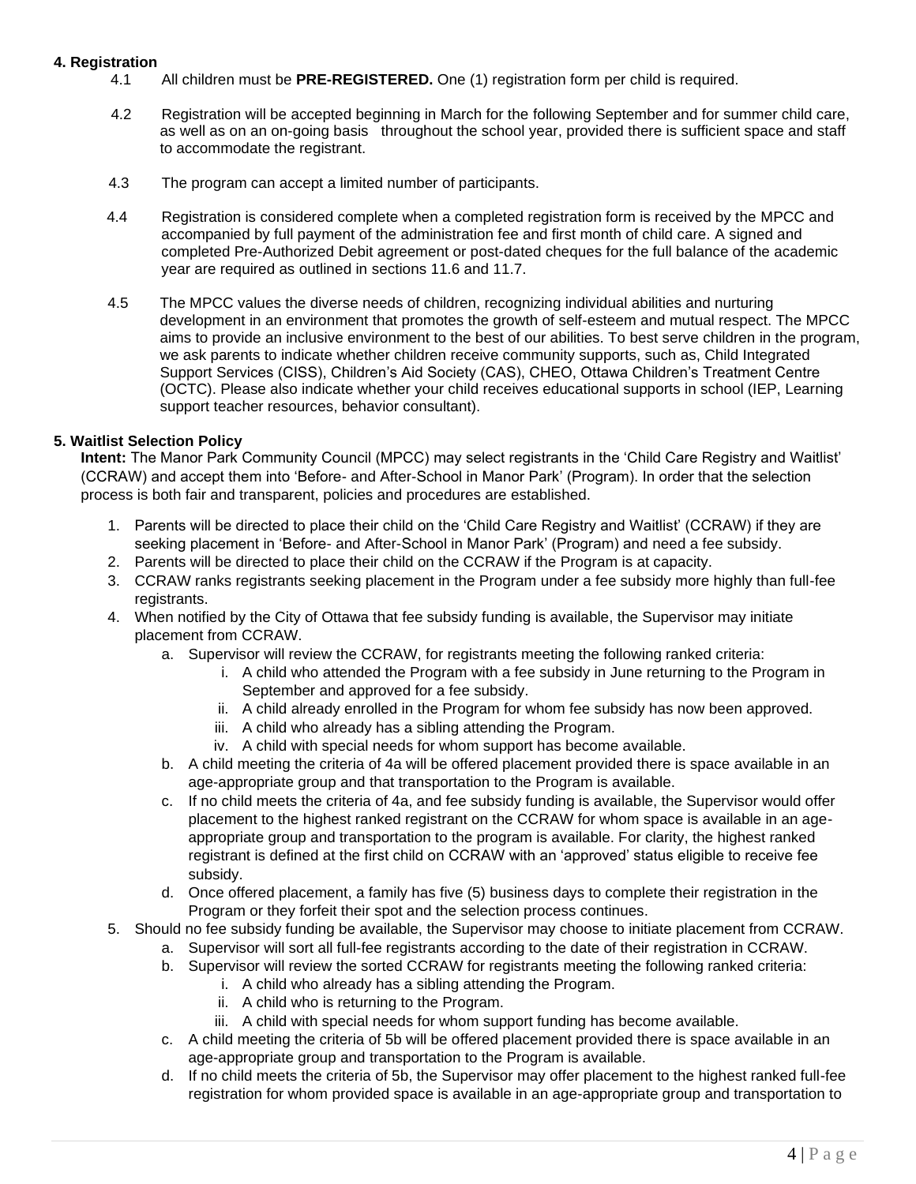## 4. Registration

4.1 All children must be **PRE-REGISTERED.** One (1) registration form per child is required.

4.2 Registration will be accepted beginning in March for the following September and for summer child care, as well as on an on-going basis throughout the school year, provided there is sufficient space and staff to accommodate the registrant.

4.3 The program can accept a limited number of participants.

4.4 Registration is considered complete when a completed registration form is received by the MPCC and accompanied by full payment of the administration fee and first month of child care. A signed and completed Pre-Authorized Debit agreement or post-dated cheques for the full balance of the academic year are required as outlined in sections 11.6 and 11.7.

4.5 The MPCC values the diverse needs of children, recognizing individual abilities and nurturing development in an environment that promotes the growth of self-esteem and mutual respect. The MPCC aims to provide an inclusive environment to the best of our abilities. To best serve children in the program, we ask parents to indicate whether children receive community supports, such as, Child Integrated Support Services (CISS), Children's Aid Society (CAS), CHEO, Ottawa Children's Treatment Centre (OCTC). Please also indicate whether your child receives educational supports in school (IEP, Learning support teacher resources, behavior consultant).

## 5. Waitlist Selection Policy

**Intent:** The Manor Park Community Council (MPCC) may select registrants in the 'Child Care Registry and Waitlist' (CCRAW) and accept them into 'Before- and After-School in Manor Park' (Program). In order that the selection process is both fair and transparent, policies and procedures are established.

1. Parents will be directed to place their child on the 'Child Care Registry and Waitlist' (CCRAW) if they are seeking placement in 'Before- and After-School in Manor Park' (Program) and need a fee subsidy.
2. Parents will be directed to place their child on the CCRAW if the Program is at capacity.
3. CCRAW ranks registrants seeking placement in the Program under a fee subsidy more highly than full-fee registrants.
4. When notified by the City of Ottawa that fee subsidy funding is available, the Supervisor may initiate placement from CCRAW.
   a. Supervisor will review the CCRAW, for registrants meeting the following ranked criteria:
      i. A child who attended the Program with a fee subsidy in June returning to the Program in September and approved for a fee subsidy.
      ii. A child already enrolled in the Program for whom fee subsidy has now been approved.
      iii. A child who already has a sibling attending the Program.
      iv. A child with special needs for whom support has become available.
   b. A child meeting the criteria of 4a will be offered placement provided there is space available in an age-appropriate group and that transportation to the Program is available.
   c. If no child meets the criteria of 4a, and fee subsidy funding is available, the Supervisor would offer placement to the highest ranked registrant on the CCRAW for whom space is available in an age-appropriate group and transportation to the program is available. For clarity, the highest ranked registrant is defined at the first child on CCRAW with an 'approved' status eligible to receive fee subsidy.
   d. Once offered placement, a family has five (5) business days to complete their registration in the Program or they forfeit their spot and the selection process continues.
5. Should no fee subsidy funding be available, the Supervisor may choose to initiate placement from CCRAW.
   a. Supervisor will sort all full-fee registrants according to the date of their registration in CCRAW.
   b. Supervisor will review the sorted CCRAW for registrants meeting the following ranked criteria:
      i. A child who already has a sibling attending the Program.
      ii. A child who is returning to the Program.
      iii. A child with special needs for whom support funding has become available.
   c. A child meeting the criteria of 5b will be offered placement provided there is space available in an age-appropriate group and transportation to the Program is available.
   d. If no child meets the criteria of 5b, the Supervisor may offer placement to the highest ranked full-fee registration for whom provided space is available in an age-appropriate group and transportation to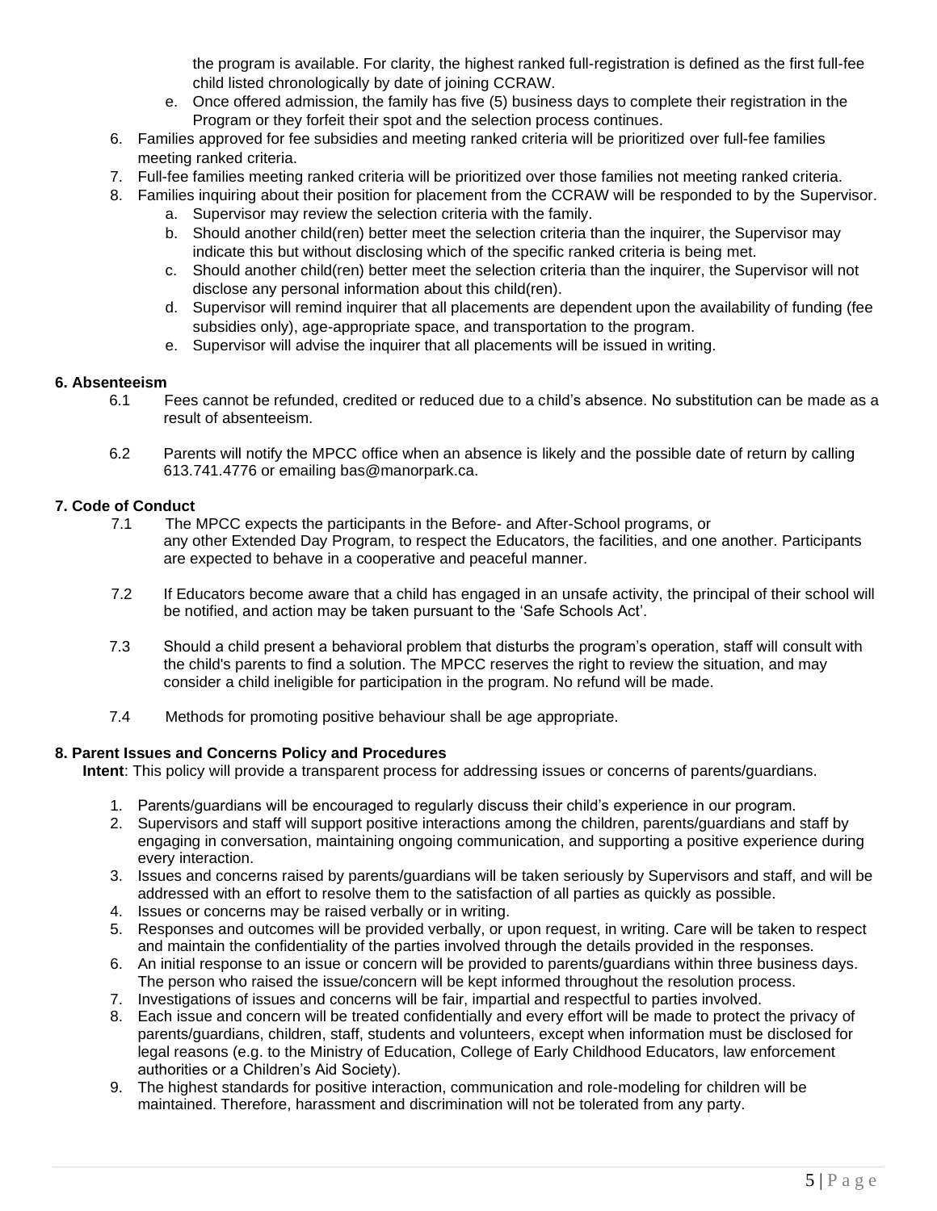the program is available. For clarity, the highest ranked full-registration is defined as the first full-fee child listed chronologically by date of joining CCRAW.

   e. Once offered admission, the family has five (5) business days to complete their registration in the Program or they forfeit their spot and the selection process continues.

6. Families approved for fee subsidies and meeting ranked criteria will be prioritized over full-fee families meeting ranked criteria.
7. Full-fee families meeting ranked criteria will be prioritized over those families not meeting ranked criteria.
8. Families inquiring about their position for placement from the CCRAW will be responded to by the Supervisor.
   a. Supervisor may review the selection criteria with the family.
   b. Should another child(ren) better meet the selection criteria than the inquirer, the Supervisor may indicate this but without disclosing which of the specific ranked criteria is being met.
   c. Should another child(ren) better meet the selection criteria than the inquirer, the Supervisor will not disclose any personal information about this child(ren).
   d. Supervisor will remind inquirer that all placements are dependent upon the availability of funding (fee subsidies only), age-appropriate space, and transportation to the program.
   e. Supervisor will advise the inquirer that all placements will be issued in writing.

**6. Absenteeism**

6.1 Fees cannot be refunded, credited or reduced due to a child's absence. No substitution can be made as a result of absenteeism.

6.2 Parents will notify the MPCC office when an absence is likely and the possible date of return by calling 613.741.4776 or emailing bas@manorpark.ca.

**7. Code of Conduct**

7.1 The MPCC expects the participants in the Before- and After-School programs, or any other Extended Day Program, to respect the Educators, the facilities, and one another. Participants are expected to behave in a cooperative and peaceful manner.

7.2 If Educators become aware that a child has engaged in an unsafe activity, the principal of their school will be notified, and action may be taken pursuant to the 'Safe Schools Act'.

7.3 Should a child present a behavioral problem that disturbs the program's operation, staff will consult with the child's parents to find a solution. The MPCC reserves the right to review the situation, and may consider a child ineligible for participation in the program. No refund will be made.

7.4 Methods for promoting positive behaviour shall be age appropriate.

**8. Parent Issues and Concerns Policy and Procedures**

**Intent**: This policy will provide a transparent process for addressing issues or concerns of parents/guardians.

1. Parents/guardians will be encouraged to regularly discuss their child's experience in our program.
2. Supervisors and staff will support positive interactions among the children, parents/guardians and staff by engaging in conversation, maintaining ongoing communication, and supporting a positive experience during every interaction.
3. Issues and concerns raised by parents/guardians will be taken seriously by Supervisors and staff, and will be addressed with an effort to resolve them to the satisfaction of all parties as quickly as possible.
4. Issues or concerns may be raised verbally or in writing.
5. Responses and outcomes will be provided verbally, or upon request, in writing. Care will be taken to respect and maintain the confidentiality of the parties involved through the details provided in the responses.
6. An initial response to an issue or concern will be provided to parents/guardians within three business days. The person who raised the issue/concern will be kept informed throughout the resolution process.
7. Investigations of issues and concerns will be fair, impartial and respectful to parties involved.
8. Each issue and concern will be treated confidentially and every effort will be made to protect the privacy of parents/guardians, children, staff, students and volunteers, except when information must be disclosed for legal reasons (e.g. to the Ministry of Education, College of Early Childhood Educators, law enforcement authorities or a Children's Aid Society).
9. The highest standards for positive interaction, communication and role-modeling for children will be maintained. Therefore, harassment and discrimination will not be tolerated from any party.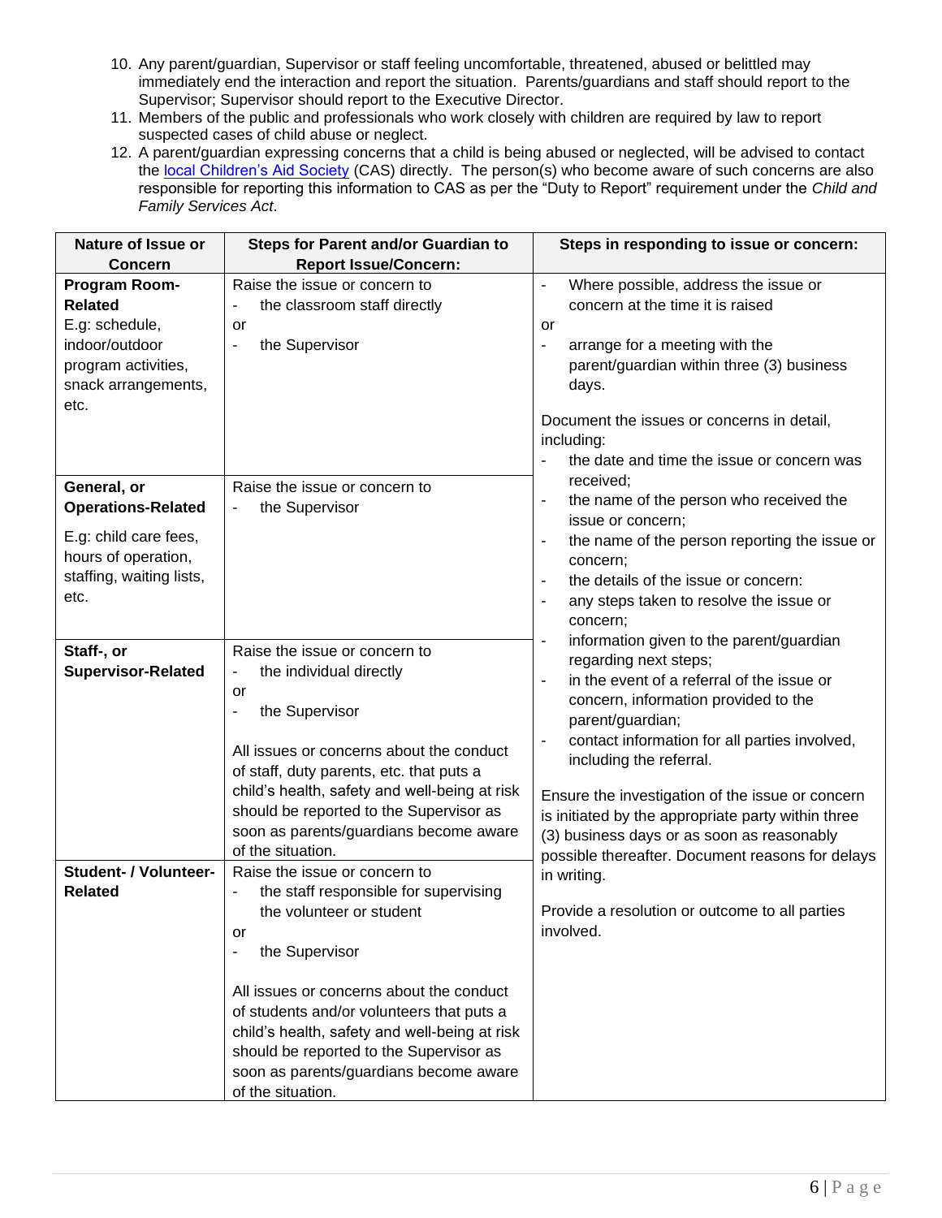10. Any parent/guardian, Supervisor or staff feeling uncomfortable, threatened, abused or belittled may immediately end the interaction and report the situation. Parents/guardians and staff should report to the Supervisor; Supervisor should report to the Executive Director.
11. Members of the public and professionals who work closely with children are required by law to report suspected cases of child abuse or neglect.
12. A parent/guardian expressing concerns that a child is being abused or neglected, will be advised to contact the [local Children's Aid Society](#) (CAS) directly. The person(s) who become aware of such concerns are also responsible for reporting this information to CAS as per the "Duty to Report" requirement under the *Child and Family Services Act*.

| Nature of Issue or Concern | Steps for Parent and/or Guardian to Report Issue/Concern: | Steps in responding to issue or concern: |
|---|---|---|
| **Program Room-Related** E.g: schedule, indoor/outdoor program activities, snack arrangements, etc. | Raise the issue or concern to<br>- the classroom staff directly<br>or<br>- the Supervisor | - Where possible, address the issue or concern at the time it is raised<br>or<br>- arrange for a meeting with the parent/guardian within three (3) business days.<br><br>Document the issues or concerns in detail, including:<br>- the date and time the issue or concern was received;<br>- the name of the person who received the issue or concern;<br>- the name of the person reporting the issue or concern;<br>- the details of the issue or concern:<br>- any steps taken to resolve the issue or concern;<br>- information given to the parent/guardian regarding next steps;<br>- in the event of a referral of the issue or concern, information provided to the parent/guardian;<br>- contact information for all parties involved, including the referral.<br><br>Ensure the investigation of the issue or concern is initiated by the appropriate party within three (3) business days or as soon as reasonably possible thereafter. Document reasons for delays in writing.<br><br>Provide a resolution or outcome to all parties involved. |
| **General, or Operations-Related** E.g: child care fees, hours of operation, staffing, waiting lists, etc. | Raise the issue or concern to<br>- the Supervisor | |
| **Staff-, or Supervisor-Related** | Raise the issue or concern to<br>- the individual directly<br>or<br>- the Supervisor<br><br>All issues or concerns about the conduct of staff, duty parents, etc. that puts a child's health, safety and well-being at risk should be reported to the Supervisor as soon as parents/guardians become aware of the situation. | |
| **Student- / Volunteer-Related** | Raise the issue or concern to<br>- the staff responsible for supervising the volunteer or student<br>or<br>- the Supervisor<br><br>All issues or concerns about the conduct of students and/or volunteers that puts a child's health, safety and well-being at risk should be reported to the Supervisor as soon as parents/guardians become aware of the situation. | |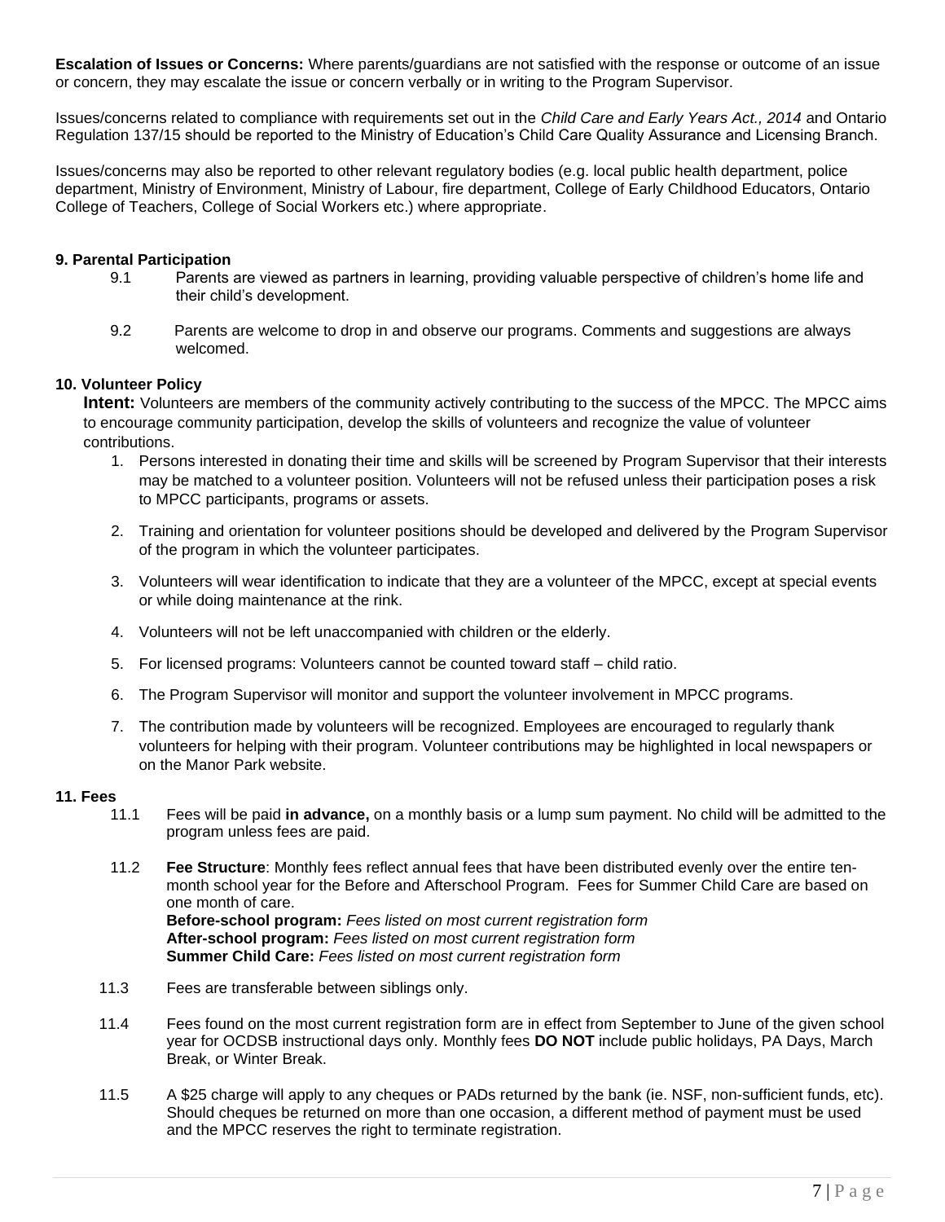**Escalation of Issues or Concerns:** Where parents/guardians are not satisfied with the response or outcome of an issue or concern, they may escalate the issue or concern verbally or in writing to the Program Supervisor.

Issues/concerns related to compliance with requirements set out in the *Child Care and Early Years Act., 2014* and Ontario Regulation 137/15 should be reported to the Ministry of Education's Child Care Quality Assurance and Licensing Branch.

Issues/concerns may also be reported to other relevant regulatory bodies (e.g. local public health department, police department, Ministry of Environment, Ministry of Labour, fire department, College of Early Childhood Educators, Ontario College of Teachers, College of Social Workers etc.) where appropriate.

## 9. Parental Participation

9.1 Parents are viewed as partners in learning, providing valuable perspective of children's home life and their child's development.

9.2 Parents are welcome to drop in and observe our programs. Comments and suggestions are always welcomed.

## 10. Volunteer Policy

**Intent:** Volunteers are members of the community actively contributing to the success of the MPCC. The MPCC aims to encourage community participation, develop the skills of volunteers and recognize the value of volunteer contributions.

1. Persons interested in donating their time and skills will be screened by Program Supervisor that their interests may be matched to a volunteer position. Volunteers will not be refused unless their participation poses a risk to MPCC participants, programs or assets.
2. Training and orientation for volunteer positions should be developed and delivered by the Program Supervisor of the program in which the volunteer participates.
3. Volunteers will wear identification to indicate that they are a volunteer of the MPCC, except at special events or while doing maintenance at the rink.
4. Volunteers will not be left unaccompanied with children or the elderly.
5. For licensed programs: Volunteers cannot be counted toward staff – child ratio.
6. The Program Supervisor will monitor and support the volunteer involvement in MPCC programs.
7. The contribution made by volunteers will be recognized. Employees are encouraged to regularly thank volunteers for helping with their program. Volunteer contributions may be highlighted in local newspapers or on the Manor Park website.

## 11. Fees

11.1 Fees will be paid **in advance,** on a monthly basis or a lump sum payment. No child will be admitted to the program unless fees are paid.

11.2 **Fee Structure**: Monthly fees reflect annual fees that have been distributed evenly over the entire ten-month school year for the Before and Afterschool Program. Fees for Summer Child Care are based on one month of care.
**Before-school program:** *Fees listed on most current registration form*
**After-school program:** *Fees listed on most current registration form*
**Summer Child Care:** *Fees listed on most current registration form*

11.3 Fees are transferable between siblings only.

11.4 Fees found on the most current registration form are in effect from September to June of the given school year for OCDSB instructional days only. Monthly fees **DO NOT** include public holidays, PA Days, March Break, or Winter Break.

11.5 A $25 charge will apply to any cheques or PADs returned by the bank (ie. NSF, non-sufficient funds, etc). Should cheques be returned on more than one occasion, a different method of payment must be used and the MPCC reserves the right to terminate registration.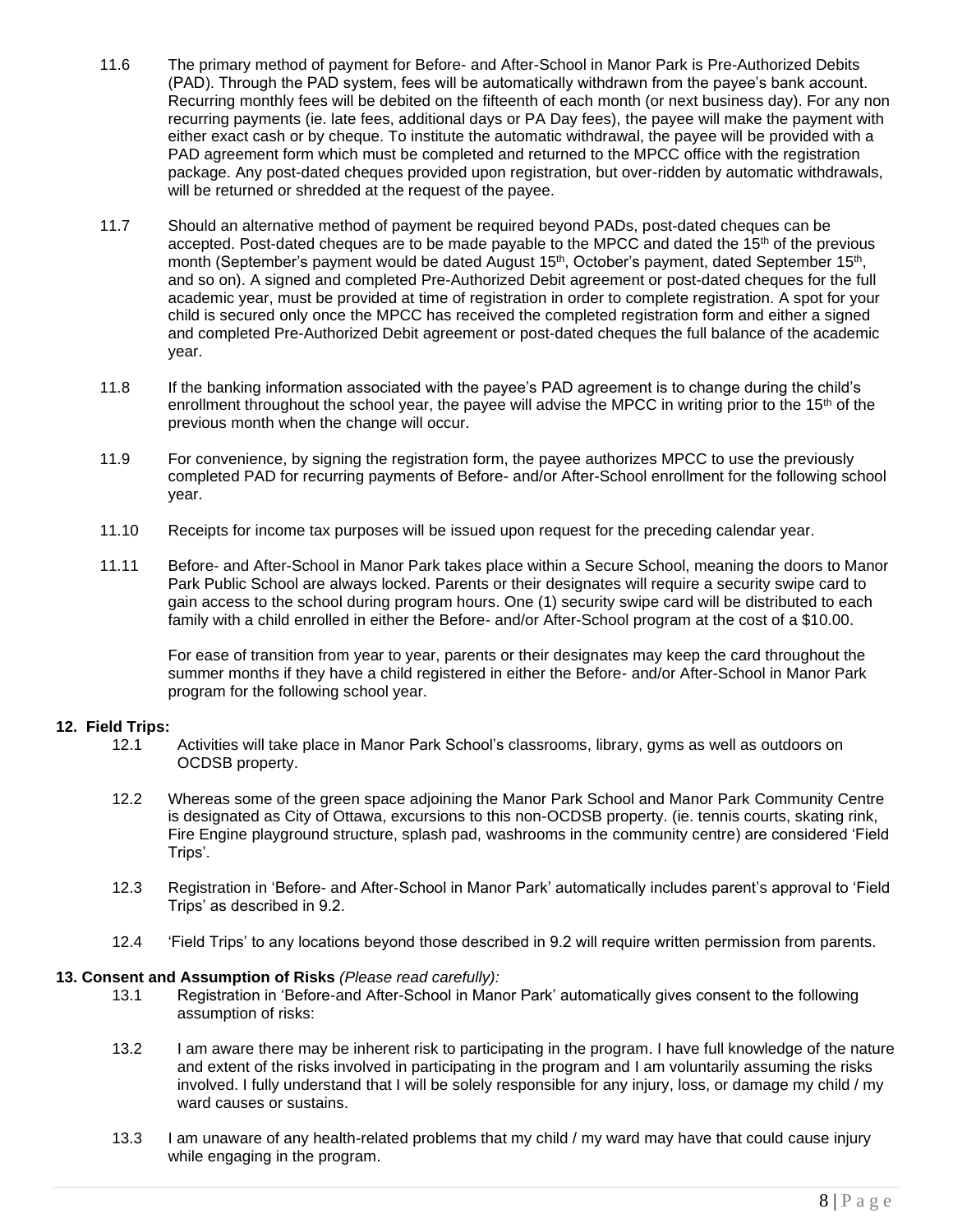11.6 The primary method of payment for Before- and After-School in Manor Park is Pre-Authorized Debits (PAD). Through the PAD system, fees will be automatically withdrawn from the payee's bank account. Recurring monthly fees will be debited on the fifteenth of each month (or next business day). For any non recurring payments (ie. late fees, additional days or PA Day fees), the payee will make the payment with either exact cash or by cheque. To institute the automatic withdrawal, the payee will be provided with a PAD agreement form which must be completed and returned to the MPCC office with the registration package. Any post-dated cheques provided upon registration, but over-ridden by automatic withdrawals, will be returned or shredded at the request of the payee.

11.7 Should an alternative method of payment be required beyond PADs, post-dated cheques can be accepted. Post-dated cheques are to be made payable to the MPCC and dated the 15th of the previous month (September's payment would be dated August 15th, October's payment, dated September 15th, and so on). A signed and completed Pre-Authorized Debit agreement or post-dated cheques for the full academic year, must be provided at time of registration in order to complete registration. A spot for your child is secured only once the MPCC has received the completed registration form and either a signed and completed Pre-Authorized Debit agreement or post-dated cheques the full balance of the academic year.

11.8 If the banking information associated with the payee's PAD agreement is to change during the child's enrollment throughout the school year, the payee will advise the MPCC in writing prior to the 15th of the previous month when the change will occur.

11.9 For convenience, by signing the registration form, the payee authorizes MPCC to use the previously completed PAD for recurring payments of Before- and/or After-School enrollment for the following school year.

11.10 Receipts for income tax purposes will be issued upon request for the preceding calendar year.

11.11 Before- and After-School in Manor Park takes place within a Secure School, meaning the doors to Manor Park Public School are always locked. Parents or their designates will require a security swipe card to gain access to the school during program hours. One (1) security swipe card will be distributed to each family with a child enrolled in either the Before- and/or After-School program at the cost of a $10.00.

For ease of transition from year to year, parents or their designates may keep the card throughout the summer months if they have a child registered in either the Before- and/or After-School in Manor Park program for the following school year.

**12. Field Trips:**

12.1 Activities will take place in Manor Park School's classrooms, library, gyms as well as outdoors on OCDSB property.

12.2 Whereas some of the green space adjoining the Manor Park School and Manor Park Community Centre is designated as City of Ottawa, excursions to this non-OCDSB property. (ie. tennis courts, skating rink, Fire Engine playground structure, splash pad, washrooms in the community centre) are considered 'Field Trips'.

12.3 Registration in 'Before- and After-School in Manor Park' automatically includes parent's approval to 'Field Trips' as described in 9.2.

12.4 'Field Trips' to any locations beyond those described in 9.2 will require written permission from parents.

**13. Consent and Assumption of Risks** *(Please read carefully):*

13.1 Registration in 'Before-and After-School in Manor Park' automatically gives consent to the following assumption of risks:

13.2 I am aware there may be inherent risk to participating in the program. I have full knowledge of the nature and extent of the risks involved in participating in the program and I am voluntarily assuming the risks involved. I fully understand that I will be solely responsible for any injury, loss, or damage my child / my ward causes or sustains.

13.3 I am unaware of any health-related problems that my child / my ward may have that could cause injury while engaging in the program.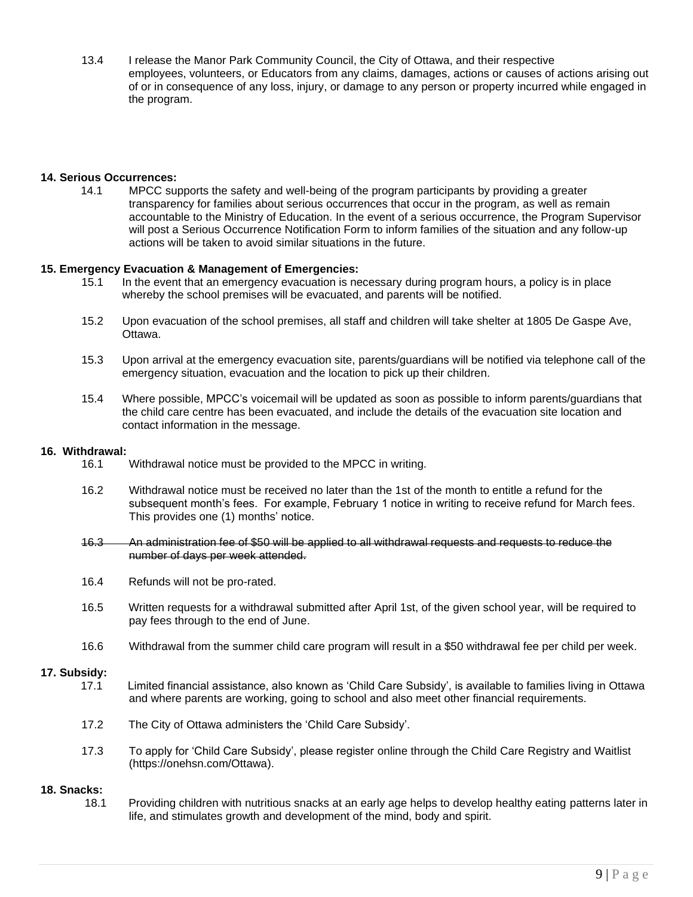13.4 I release the Manor Park Community Council, the City of Ottawa, and their respective employees, volunteers, or Educators from any claims, damages, actions or causes of actions arising out of or in consequence of any loss, injury, or damage to any person or property incurred while engaged in the program.

**14. Serious Occurrences:**

14.1 MPCC supports the safety and well-being of the program participants by providing a greater transparency for families about serious occurrences that occur in the program, as well as remain accountable to the Ministry of Education. In the event of a serious occurrence, the Program Supervisor will post a Serious Occurrence Notification Form to inform families of the situation and any follow-up actions will be taken to avoid similar situations in the future.

**15. Emergency Evacuation & Management of Emergencies:**

15.1 In the event that an emergency evacuation is necessary during program hours, a policy is in place whereby the school premises will be evacuated, and parents will be notified.

15.2 Upon evacuation of the school premises, all staff and children will take shelter at 1805 De Gaspe Ave, Ottawa.

15.3 Upon arrival at the emergency evacuation site, parents/guardians will be notified via telephone call of the emergency situation, evacuation and the location to pick up their children.

15.4 Where possible, MPCC's voicemail will be updated as soon as possible to inform parents/guardians that the child care centre has been evacuated, and include the details of the evacuation site location and contact information in the message.

**16. Withdrawal:**

16.1 Withdrawal notice must be provided to the MPCC in writing.

16.2 Withdrawal notice must be received no later than the 1st of the month to entitle a refund for the subsequent month's fees. For example, February 1 notice in writing to receive refund for March fees. This provides one (1) months' notice.

~~16.3 An administration fee of $50 will be applied to all withdrawal requests and requests to reduce the number of days per week attended.~~

16.4 Refunds will not be pro-rated.

16.5 Written requests for a withdrawal submitted after April 1st, of the given school year, will be required to pay fees through to the end of June.

16.6 Withdrawal from the summer child care program will result in a $50 withdrawal fee per child per week.

**17. Subsidy:**

17.1 Limited financial assistance, also known as 'Child Care Subsidy', is available to families living in Ottawa and where parents are working, going to school and also meet other financial requirements.

17.2 The City of Ottawa administers the 'Child Care Subsidy'.

17.3 To apply for 'Child Care Subsidy', please register online through the Child Care Registry and Waitlist (https://onehsn.com/Ottawa).

**18. Snacks:**

18.1 Providing children with nutritious snacks at an early age helps to develop healthy eating patterns later in life, and stimulates growth and development of the mind, body and spirit.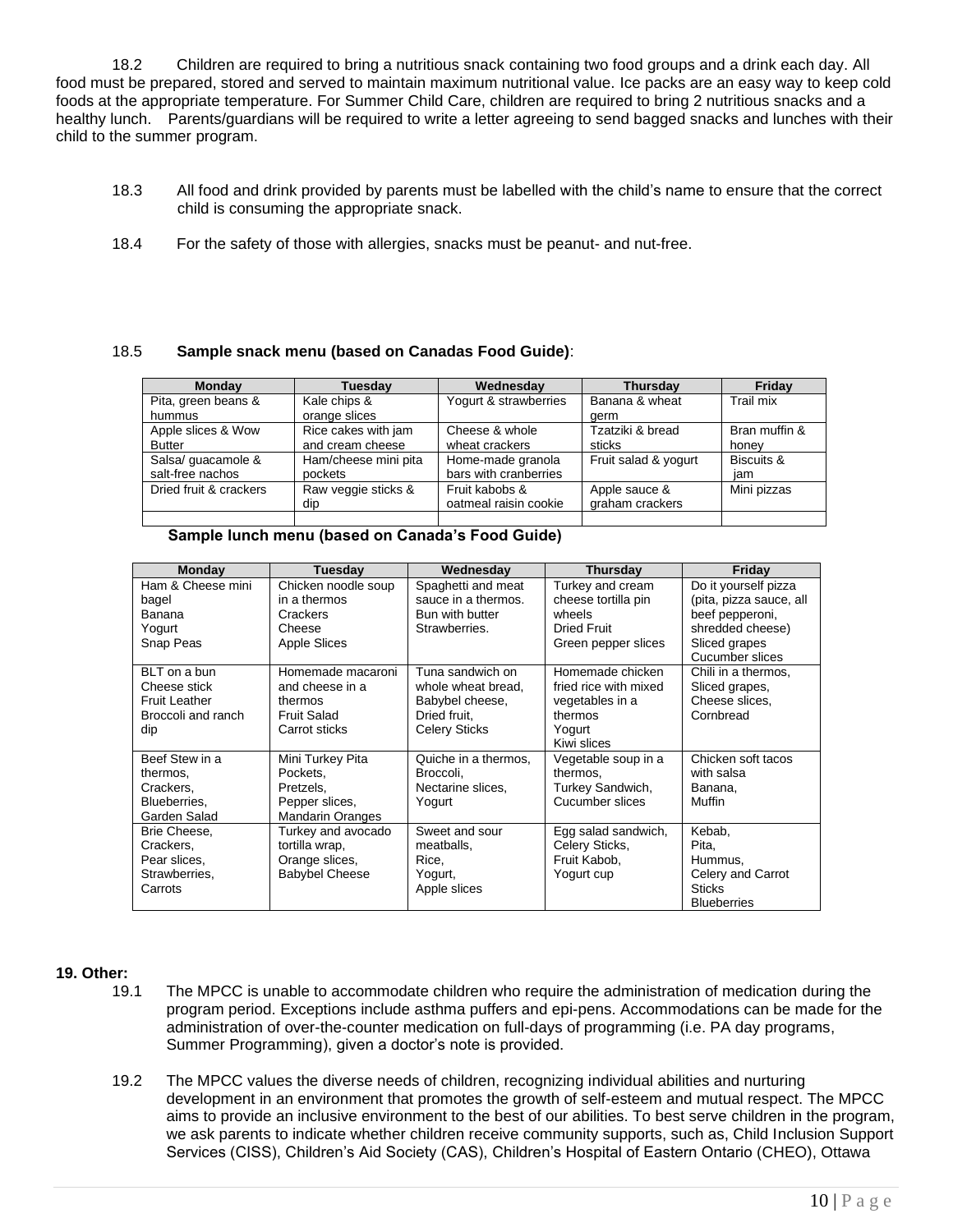18.2 Children are required to bring a nutritious snack containing two food groups and a drink each day. All food must be prepared, stored and served to maintain maximum nutritional value. Ice packs are an easy way to keep cold foods at the appropriate temperature. For Summer Child Care, children are required to bring 2 nutritious snacks and a healthy lunch. Parents/guardians will be required to write a letter agreeing to send bagged snacks and lunches with their child to the summer program.

18.3 All food and drink provided by parents must be labelled with the child's name to ensure that the correct child is consuming the appropriate snack.

18.4 For the safety of those with allergies, snacks must be peanut- and nut-free.

18.5 **Sample snack menu (based on Canadas Food Guide)**:

| Monday | Tuesday | Wednesday | Thursday | Friday |
|---|---|---|---|---|
| Pita, green beans & hummus | Kale chips & orange slices | Yogurt & strawberries | Banana & wheat germ | Trail mix |
| Apple slices & Wow Butter | Rice cakes with jam and cream cheese | Cheese & whole wheat crackers | Tzatziki & bread sticks | Bran muffin & honey |
| Salsa/ guacamole & salt-free nachos | Ham/cheese mini pita pockets | Home-made granola bars with cranberries | Fruit salad & yogurt | Biscuits & jam |
| Dried fruit & crackers | Raw veggie sticks & dip | Fruit kabobs & oatmeal raisin cookie | Apple sauce & graham crackers | Mini pizzas |
| | | | | |

**Sample lunch menu (based on Canada's Food Guide)**

| Monday | Tuesday | Wednesday | Thursday | Friday |
|---|---|---|---|---|
| Ham & Cheese mini bagel<br>Banana<br>Yogurt<br>Snap Peas | Chicken noodle soup in a thermos<br>Crackers<br>Cheese<br>Apple Slices | Spaghetti and meat sauce in a thermos.<br>Bun with butter<br>Strawberries. | Turkey and cream cheese tortilla pin wheels<br>Dried Fruit<br>Green pepper slices | Do it yourself pizza (pita, pizza sauce, all beef pepperoni, shredded cheese)<br>Sliced grapes<br>Cucumber slices |
| BLT on a bun<br>Cheese stick<br>Fruit Leather<br>Broccoli and ranch dip | Homemade macaroni and cheese in a thermos<br>Fruit Salad<br>Carrot sticks | Tuna sandwich on whole wheat bread,<br>Babybel cheese,<br>Dried fruit,<br>Celery Sticks | Homemade chicken fried rice with mixed vegetables in a thermos<br>Yogurt<br>Kiwi slices | Chili in a thermos,<br>Sliced grapes,<br>Cheese slices,<br>Cornbread |
| Beef Stew in a thermos,<br>Crackers,<br>Blueberries,<br>Garden Salad | Mini Turkey Pita Pockets,<br>Pretzels,<br>Pepper slices,<br>Mandarin Oranges | Quiche in a thermos,<br>Broccoli,<br>Nectarine slices,<br>Yogurt | Vegetable soup in a thermos,<br>Turkey Sandwich,<br>Cucumber slices | Chicken soft tacos with salsa<br>Banana,<br>Muffin |
| Brie Cheese,<br>Crackers,<br>Pear slices,<br>Strawberries,<br>Carrots | Turkey and avocado tortilla wrap,<br>Orange slices,<br>Babybel Cheese | Sweet and sour meatballs,<br>Rice,<br>Yogurt,<br>Apple slices | Egg salad sandwich,<br>Celery Sticks,<br>Fruit Kabob,<br>Yogurt cup | Kebab,<br>Pita,<br>Hummus,<br>Celery and Carrot Sticks<br>Blueberries |

**19. Other:**

19.1 The MPCC is unable to accommodate children who require the administration of medication during the program period. Exceptions include asthma puffers and epi-pens. Accommodations can be made for the administration of over-the-counter medication on full-days of programming (i.e. PA day programs, Summer Programming), given a doctor's note is provided.

19.2 The MPCC values the diverse needs of children, recognizing individual abilities and nurturing development in an environment that promotes the growth of self-esteem and mutual respect. The MPCC aims to provide an inclusive environment to the best of our abilities. To best serve children in the program, we ask parents to indicate whether children receive community supports, such as, Child Inclusion Support Services (CISS), Children's Aid Society (CAS), Children's Hospital of Eastern Ontario (CHEO), Ottawa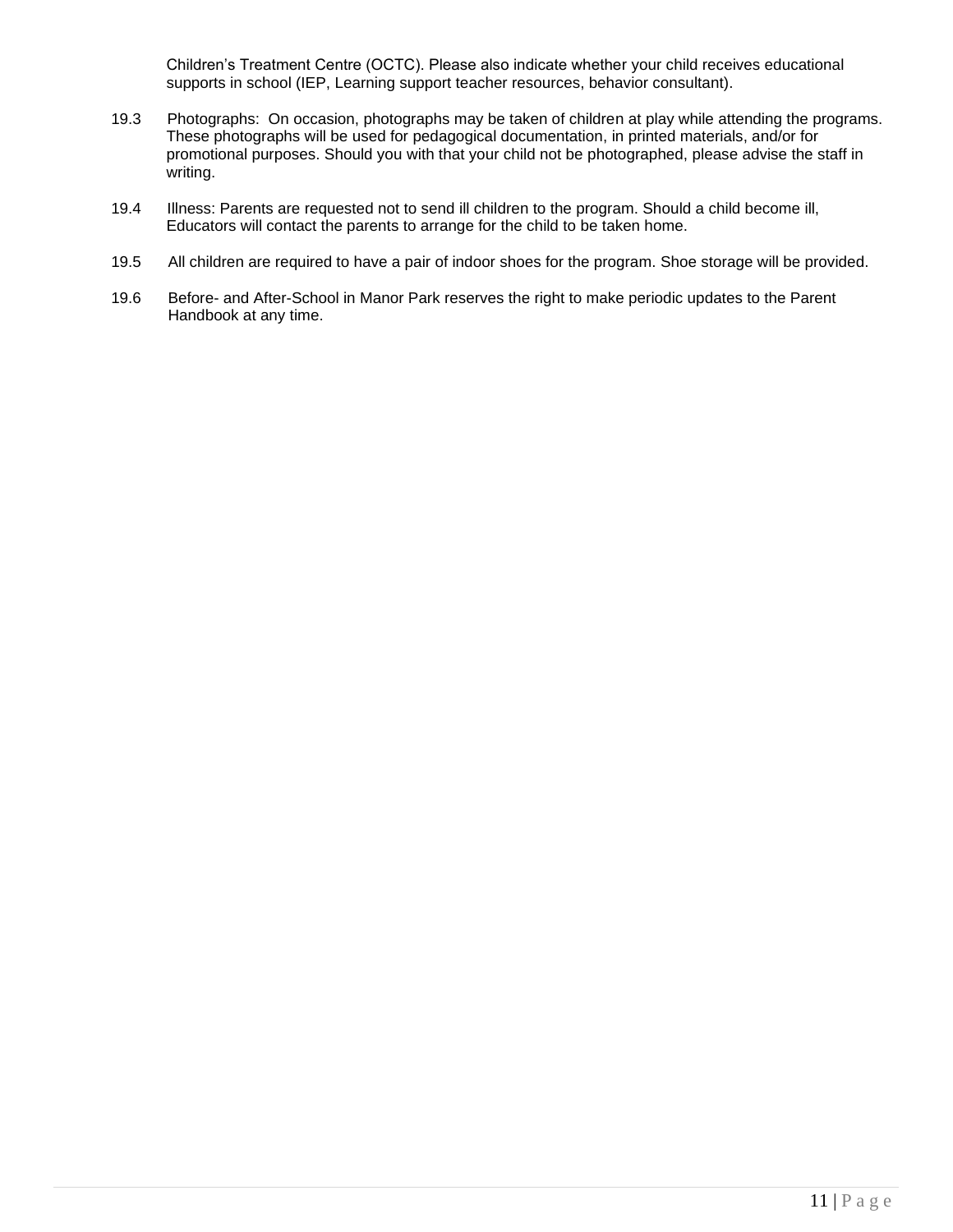Children's Treatment Centre (OCTC). Please also indicate whether your child receives educational supports in school (IEP, Learning support teacher resources, behavior consultant).

19.3 Photographs: On occasion, photographs may be taken of children at play while attending the programs. These photographs will be used for pedagogical documentation, in printed materials, and/or for promotional purposes. Should you with that your child not be photographed, please advise the staff in writing.

19.4 Illness: Parents are requested not to send ill children to the program. Should a child become ill, Educators will contact the parents to arrange for the child to be taken home.

19.5 All children are required to have a pair of indoor shoes for the program. Shoe storage will be provided.

19.6 Before- and After-School in Manor Park reserves the right to make periodic updates to the Parent Handbook at any time.